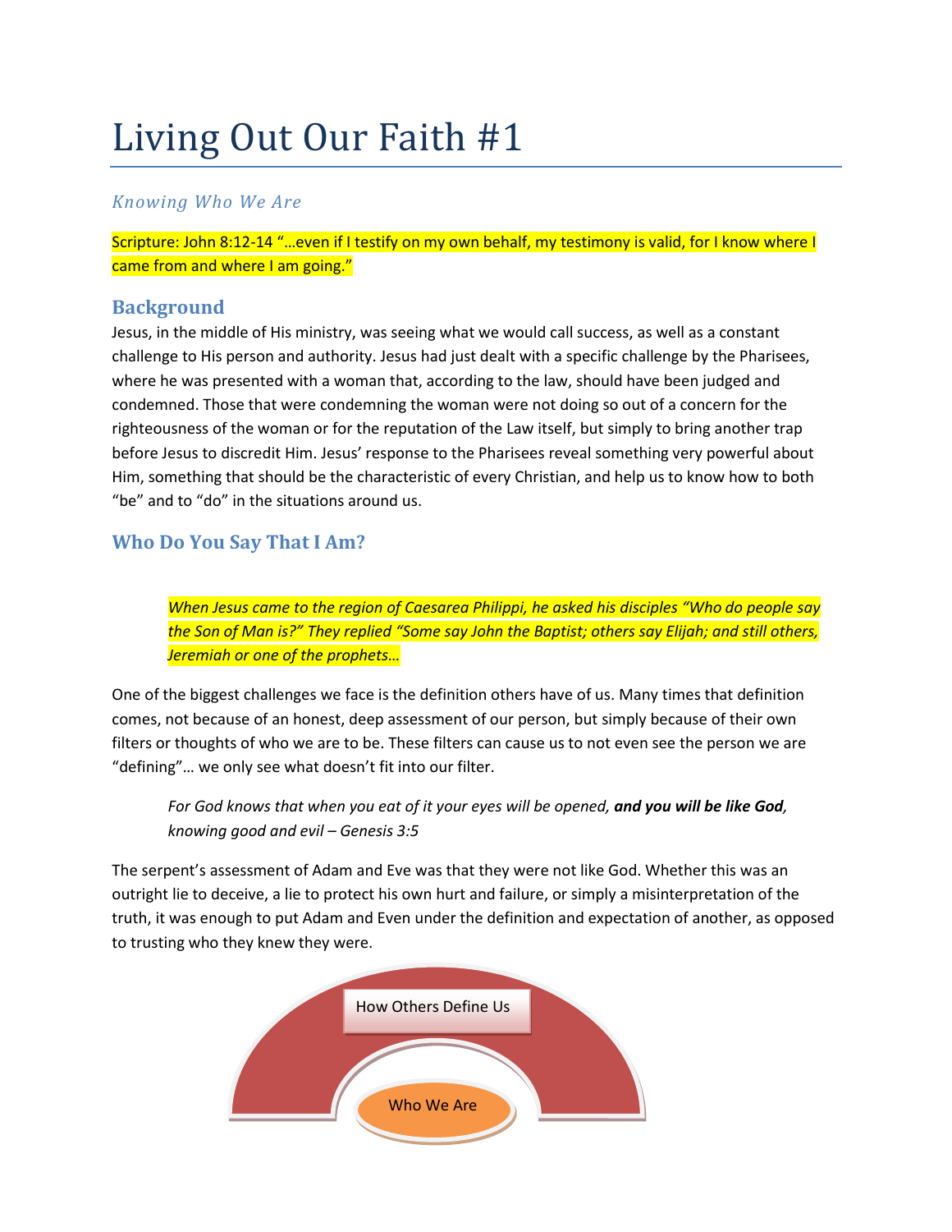# Living Out Our Faith #1

## *Knowing Who We Are*

Scripture: John 8:12-14 "…even if I testify on my own behalf, my testimony is valid, for I know where I came from and where I am going."

## Background

Jesus, in the middle of His ministry, was seeing what we would call success, as well as a constant challenge to His person and authority. Jesus had just dealt with a specific challenge by the Pharisees, where he was presented with a woman that, according to the law, should have been judged and condemned. Those that were condemning the woman were not doing so out of a concern for the righteousness of the woman or for the reputation of the Law itself, but simply to bring another trap before Jesus to discredit Him. Jesus' response to the Pharisees reveal something very powerful about Him, something that should be the characteristic of every Christian, and help us to know how to both "be" and to "do" in the situations around us.

## Who Do You Say That I Am?

> *When Jesus came to the region of Caesarea Philippi, he asked his disciples "Who do people say the Son of Man is?" They replied "Some say John the Baptist; others say Elijah; and still others, Jeremiah or one of the prophets…*

One of the biggest challenges we face is the definition others have of us. Many times that definition comes, not because of an honest, deep assessment of our person, but simply because of their own filters or thoughts of who we are to be. These filters can cause us to not even see the person we are "defining"… we only see what doesn't fit into our filter.

> *For God knows that when you eat of it your eyes will be opened, **and you will be like God**, knowing good and evil – Genesis 3:5*

The serpent's assessment of Adam and Eve was that they were not like God. Whether this was an outright lie to deceive, a lie to protect his own hurt and failure, or simply a misinterpretation of the truth, it was enough to put Adam and Even under the definition and expectation of another, as opposed to trusting who they knew they were.

How Others Define Us

Who We Are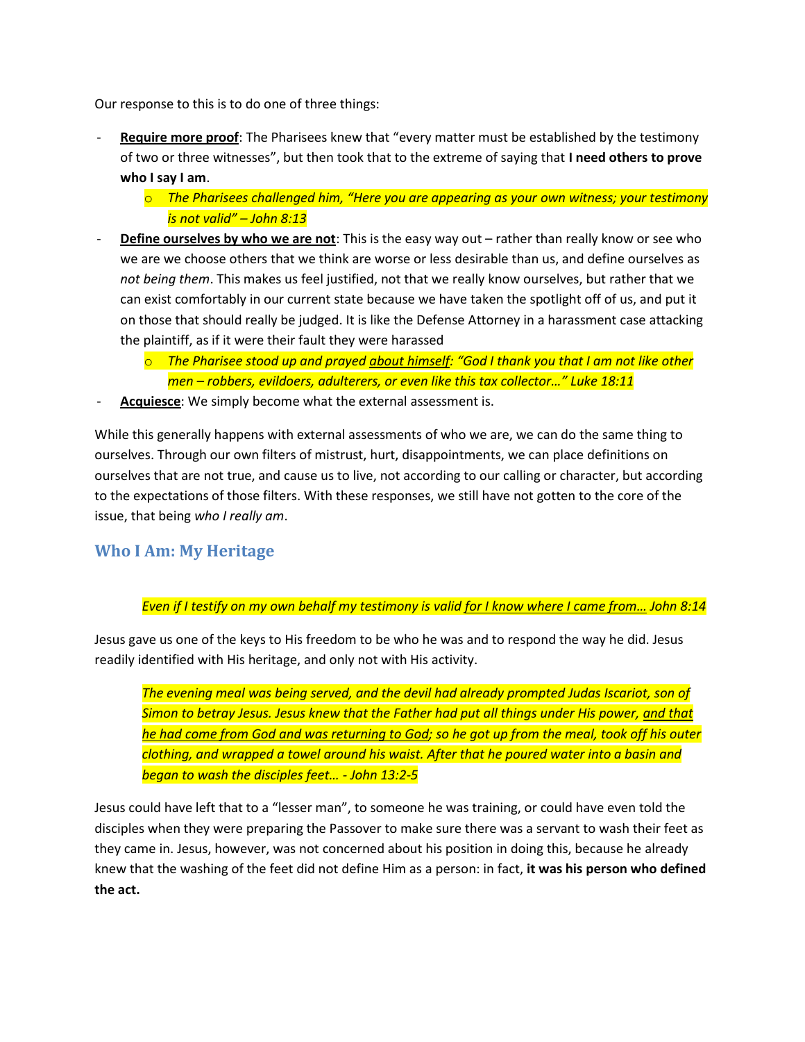Our response to this is to do one of three things:

- **Require more proof**: The Pharisees knew that "every matter must be established by the testimony of two or three witnesses", but then took that to the extreme of saying that **I need others to prove who I say I am**.
    - *The Pharisees challenged him, "Here you are appearing as your own witness; your testimony is not valid" – John 8:13*
- **Define ourselves by who we are not**: This is the easy way out – rather than really know or see who we are we choose others that we think are worse or less desirable than us, and define ourselves as *not being them*. This makes us feel justified, not that we really know ourselves, but rather that we can exist comfortably in our current state because we have taken the spotlight off of us, and put it on those that should really be judged. It is like the Defense Attorney in a harassment case attacking the plaintiff, as if it were their fault they were harassed
    - *The Pharisee stood up and prayed about himself: "God I thank you that I am not like other men – robbers, evildoers, adulterers, or even like this tax collector…" Luke 18:11*
- **Acquiesce**: We simply become what the external assessment is.

While this generally happens with external assessments of who we are, we can do the same thing to ourselves. Through our own filters of mistrust, hurt, disappointments, we can place definitions on ourselves that are not true, and cause us to live, not according to our calling or character, but according to the expectations of those filters. With these responses, we still have not gotten to the core of the issue, that being *who I really am*.

## Who I Am: My Heritage

> *Even if I testify on my own behalf my testimony is valid for I know where I came from… John 8:14*

Jesus gave us one of the keys to His freedom to be who he was and to respond the way he did. Jesus readily identified with His heritage, and only not with His activity.

> *The evening meal was being served, and the devil had already prompted Judas Iscariot, son of Simon to betray Jesus. Jesus knew that the Father had put all things under His power, and that he had come from God and was returning to God; so he got up from the meal, took off his outer clothing, and wrapped a towel around his waist. After that he poured water into a basin and began to wash the disciples feet… - John 13:2-5*

Jesus could have left that to a "lesser man", to someone he was training, or could have even told the disciples when they were preparing the Passover to make sure there was a servant to wash their feet as they came in. Jesus, however, was not concerned about his position in doing this, because he already knew that the washing of the feet did not define Him as a person: in fact, **it was his person who defined the act.**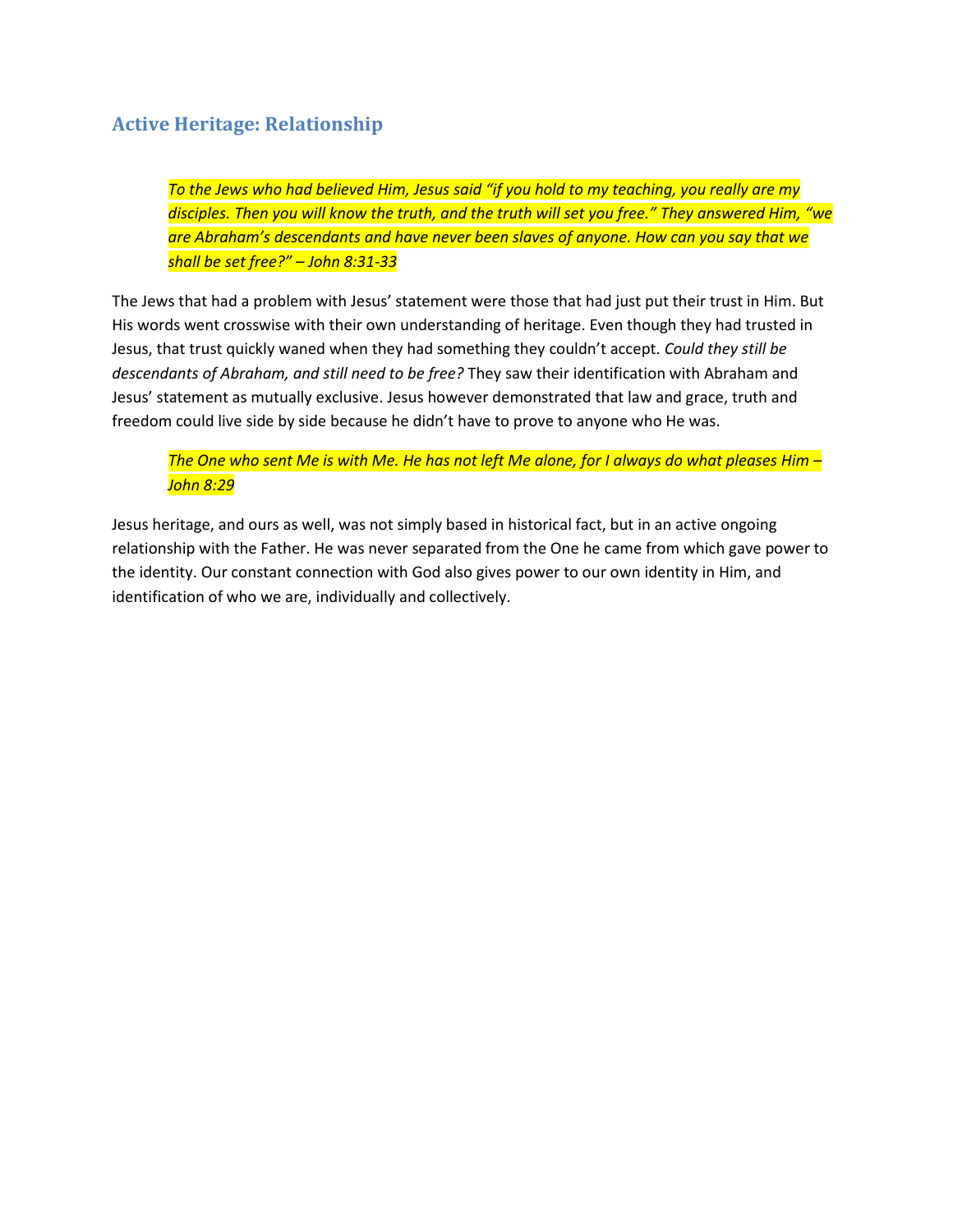## Active Heritage: Relationship

> *To the Jews who had believed Him, Jesus said "if you hold to my teaching, you really are my disciples. Then you will know the truth, and the truth will set you free." They answered Him, "we are Abraham's descendants and have never been slaves of anyone. How can you say that we shall be set free?" – John 8:31-33*

The Jews that had a problem with Jesus' statement were those that had just put their trust in Him. But His words went crosswise with their own understanding of heritage. Even though they had trusted in Jesus, that trust quickly waned when they had something they couldn't accept. *Could they still be descendants of Abraham, and still need to be free?* They saw their identification with Abraham and Jesus' statement as mutually exclusive. Jesus however demonstrated that law and grace, truth and freedom could live side by side because he didn't have to prove to anyone who He was.

> *The One who sent Me is with Me. He has not left Me alone, for I always do what pleases Him – John 8:29*

Jesus heritage, and ours as well, was not simply based in historical fact, but in an active ongoing relationship with the Father. He was never separated from the One he came from which gave power to the identity. Our constant connection with God also gives power to our own identity in Him, and identification of who we are, individually and collectively.